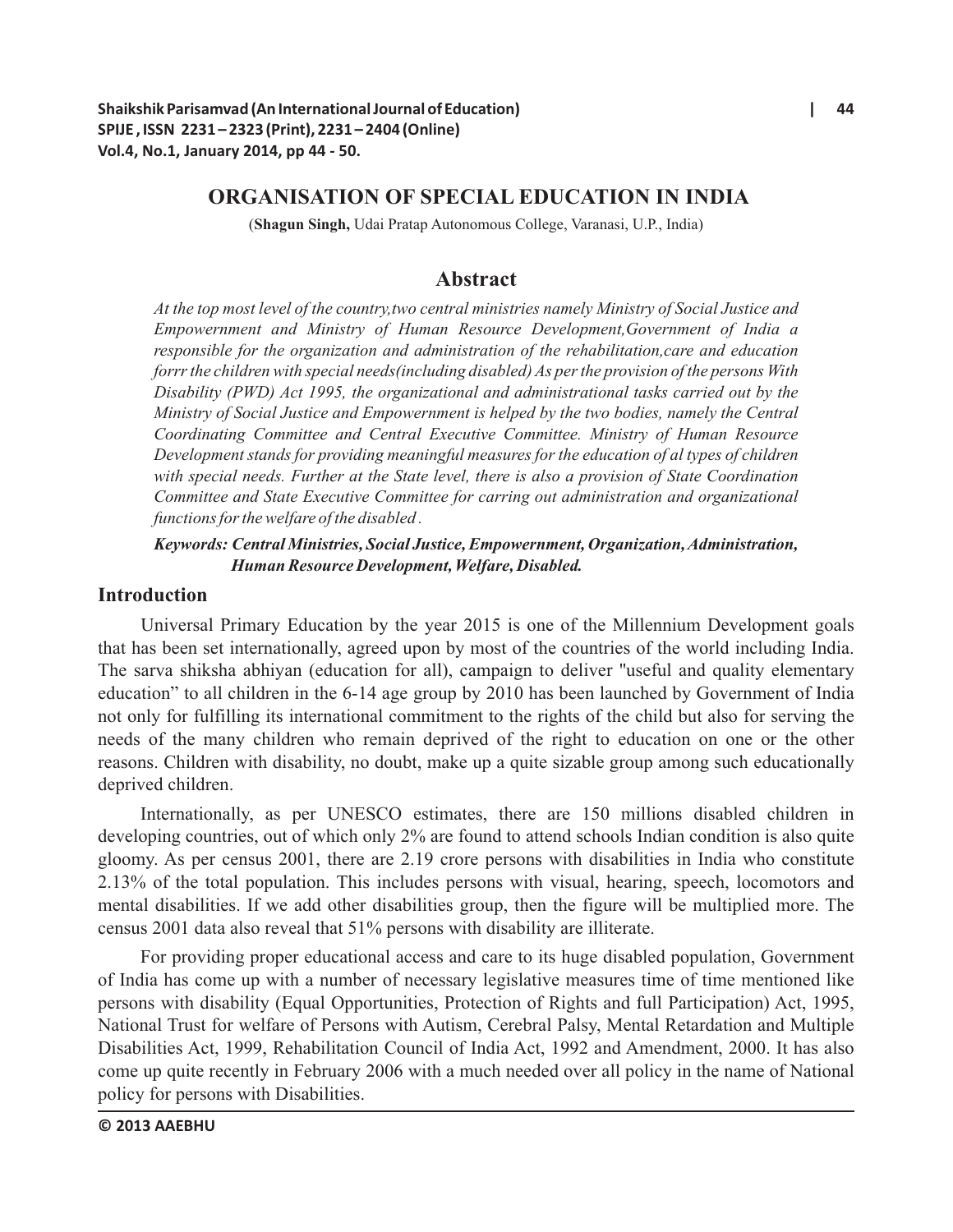# ORGANISATION OF SPECIAL EDUCATION IN INDIA

(**Shagun Singh,** Udai Pratap Autonomous College, Varanasi, U.P., India)

## Abstract

*At the top most level of the country,two central ministries namely Ministry of Social Justice and Empowernment and Ministry of Human Resource Development,Government of India a responsible for the organization and administration of the rehabilitation,care and education forrr the children with special needs(including disabled) As per the provision of the persons With Disability (PWD) Act 1995, the organizational and administrational tasks carried out by the Ministry of Social Justice and Empowernment is helped by the two bodies, namely the Central Coordinating Committee and Central Executive Committee. Ministry of Human Resource Development stands for providing meaningful measures for the education of al types of children with special needs. Further at the State level, there is also a provision of State Coordination Committee and State Executive Committee for carring out administration and organizational functions for the welfare of the disabled .*

***Keywords: Central Ministries, Social Justice, Empowernment, Organization, Administration, Human Resource Development, Welfare, Disabled.***

## Introduction

Universal Primary Education by the year 2015 is one of the Millennium Development goals that has been set internationally, agreed upon by most of the countries of the world including India. The sarva shiksha abhiyan (education for all), campaign to deliver "useful and quality elementary education" to all children in the 6-14 age group by 2010 has been launched by Government of India not only for fulfilling its international commitment to the rights of the child but also for serving the needs of the many children who remain deprived of the right to education on one or the other reasons. Children with disability, no doubt, make up a quite sizable group among such educationally deprived children.

Internationally, as per UNESCO estimates, there are 150 millions disabled children in developing countries, out of which only 2% are found to attend schools Indian condition is also quite gloomy. As per census 2001, there are 2.19 crore persons with disabilities in India who constitute 2.13% of the total population. This includes persons with visual, hearing, speech, locomotors and mental disabilities. If we add other disabilities group, then the figure will be multiplied more. The census 2001 data also reveal that 51% persons with disability are illiterate.

For providing proper educational access and care to its huge disabled population, Government of India has come up with a number of necessary legislative measures time of time mentioned like persons with disability (Equal Opportunities, Protection of Rights and full Participation) Act, 1995, National Trust for welfare of Persons with Autism, Cerebral Palsy, Mental Retardation and Multiple Disabilities Act, 1999, Rehabilitation Council of India Act, 1992 and Amendment, 2000. It has also come up quite recently in February 2006 with a much needed over all policy in the name of National policy for persons with Disabilities.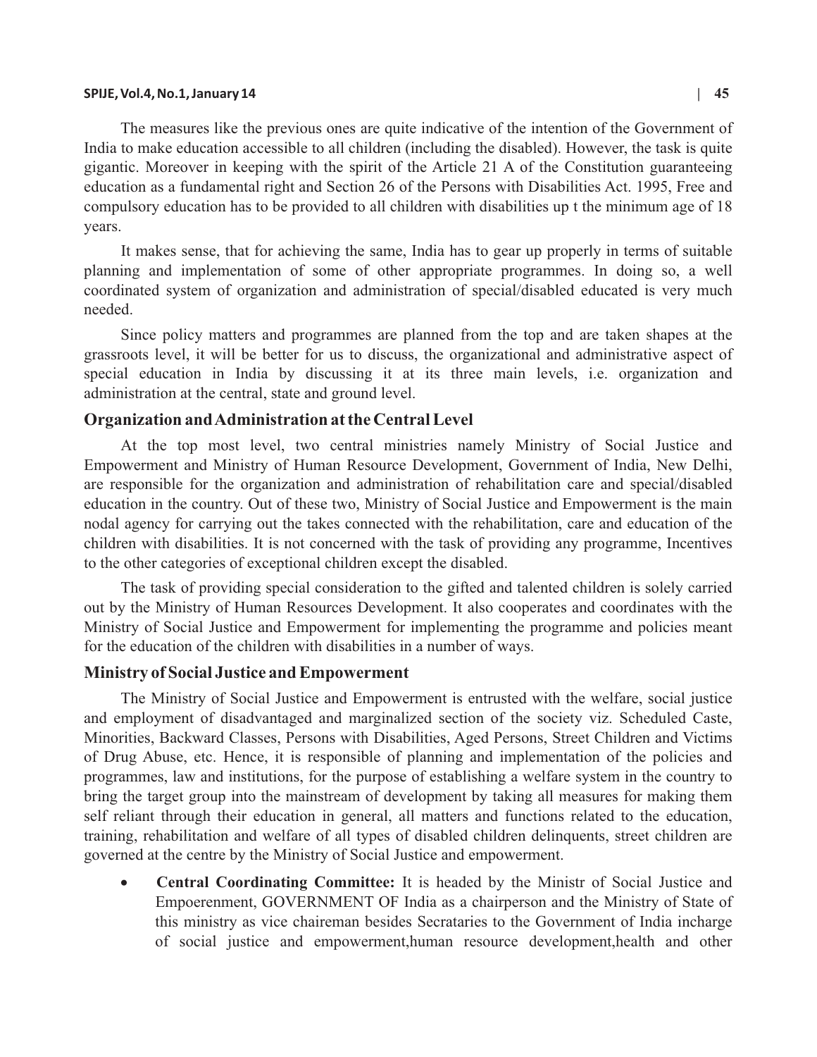The measures like the previous ones are quite indicative of the intention of the Government of India to make education accessible to all children (including the disabled). However, the task is quite gigantic. Moreover in keeping with the spirit of the Article 21 A of the Constitution guaranteeing education as a fundamental right and Section 26 of the Persons with Disabilities Act. 1995, Free and compulsory education has to be provided to all children with disabilities up t the minimum age of 18 years.

It makes sense, that for achieving the same, India has to gear up properly in terms of suitable planning and implementation of some of other appropriate programmes. In doing so, a well coordinated system of organization and administration of special/disabled educated is very much needed.

Since policy matters and programmes are planned from the top and are taken shapes at the grassroots level, it will be better for us to discuss, the organizational and administrative aspect of special education in India by discussing it at its three main levels, i.e. organization and administration at the central, state and ground level.

## Organization and Administration at the Central Level

At the top most level, two central ministries namely Ministry of Social Justice and Empowerment and Ministry of Human Resource Development, Government of India, New Delhi, are responsible for the organization and administration of rehabilitation care and special/disabled education in the country. Out of these two, Ministry of Social Justice and Empowerment is the main nodal agency for carrying out the takes connected with the rehabilitation, care and education of the children with disabilities. It is not concerned with the task of providing any programme, Incentives to the other categories of exceptional children except the disabled.

The task of providing special consideration to the gifted and talented children is solely carried out by the Ministry of Human Resources Development. It also cooperates and coordinates with the Ministry of Social Justice and Empowerment for implementing the programme and policies meant for the education of the children with disabilities in a number of ways.

## Ministry of Social Justice and Empowerment

The Ministry of Social Justice and Empowerment is entrusted with the welfare, social justice and employment of disadvantaged and marginalized section of the society viz. Scheduled Caste, Minorities, Backward Classes, Persons with Disabilities, Aged Persons, Street Children and Victims of Drug Abuse, etc. Hence, it is responsible of planning and implementation of the policies and programmes, law and institutions, for the purpose of establishing a welfare system in the country to bring the target group into the mainstream of development by taking all measures for making them self reliant through their education in general, all matters and functions related to the education, training, rehabilitation and welfare of all types of disabled children delinquents, street children are governed at the centre by the Ministry of Social Justice and empowerment.

- **Central Coordinating Committee:** It is headed by the Ministr of Social Justice and Empoerenment, GOVERNMENT OF India as a chairperson and the Ministry of State of this ministry as vice chaireman besides Secrataries to the Government of India incharge of social justice and empowerment,human resource development,health and other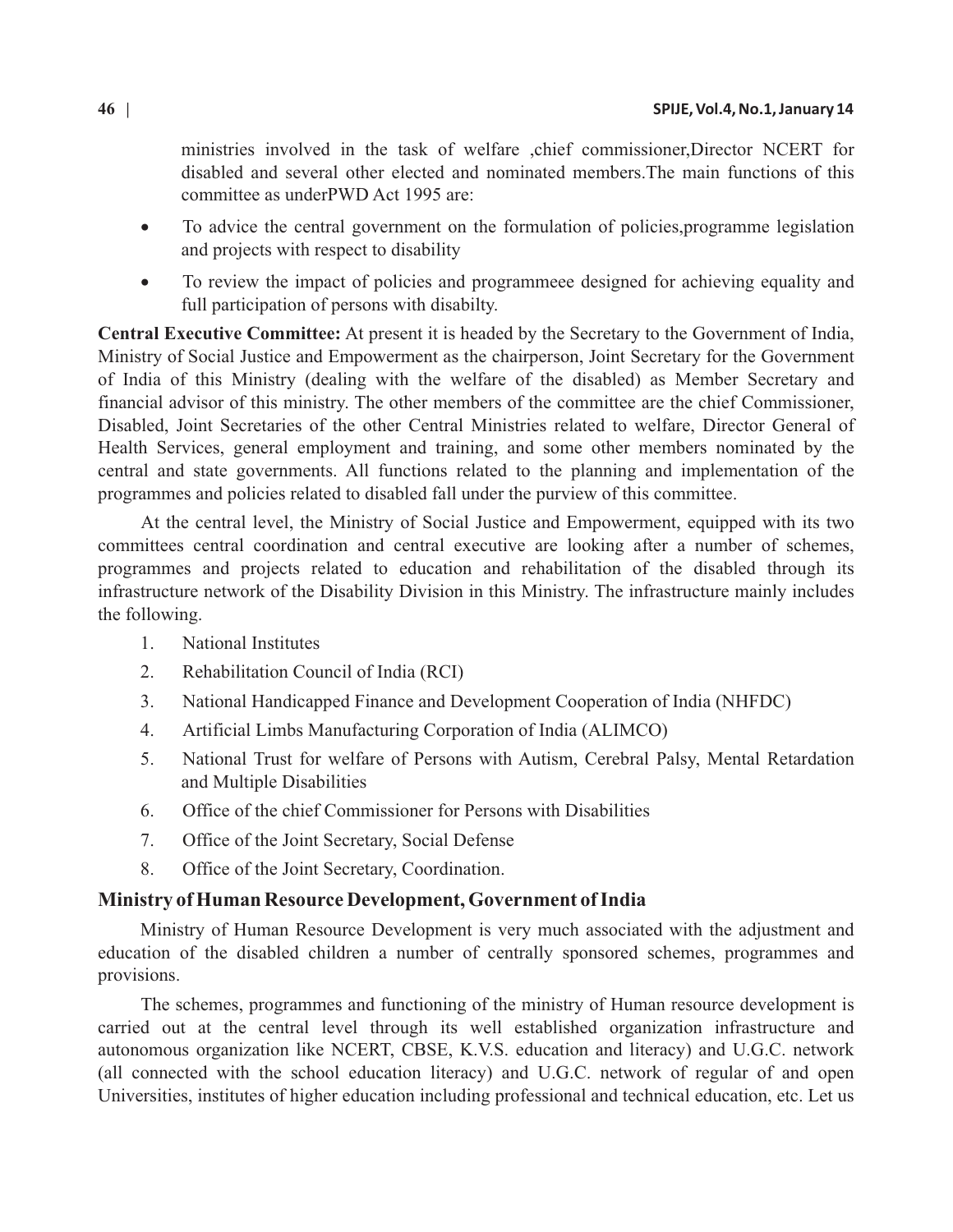ministries involved in the task of welfare ,chief commissioner,Director NCERT for disabled and several other elected and nominated members.The main functions of this committee as underPWD Act 1995 are:

- To advice the central government on the formulation of policies,programme legislation and projects with respect to disability
- To review the impact of policies and programmeee designed for achieving equality and full participation of persons with disabilty.

**Central Executive Committee:** At present it is headed by the Secretary to the Government of India, Ministry of Social Justice and Empowerment as the chairperson, Joint Secretary for the Government of India of this Ministry (dealing with the welfare of the disabled) as Member Secretary and financial advisor of this ministry. The other members of the committee are the chief Commissioner, Disabled, Joint Secretaries of the other Central Ministries related to welfare, Director General of Health Services, general employment and training, and some other members nominated by the central and state governments. All functions related to the planning and implementation of the programmes and policies related to disabled fall under the purview of this committee.

At the central level, the Ministry of Social Justice and Empowerment, equipped with its two committees central coordination and central executive are looking after a number of schemes, programmes and projects related to education and rehabilitation of the disabled through its infrastructure network of the Disability Division in this Ministry. The infrastructure mainly includes the following.

1. National Institutes
2. Rehabilitation Council of India (RCI)
3. National Handicapped Finance and Development Cooperation of India (NHFDC)
4. Artificial Limbs Manufacturing Corporation of India (ALIMCO)
5. National Trust for welfare of Persons with Autism, Cerebral Palsy, Mental Retardation and Multiple Disabilities
6. Office of the chief Commissioner for Persons with Disabilities
7. Office of the Joint Secretary, Social Defense
8. Office of the Joint Secretary, Coordination.

## Ministry of Human Resource Development, Government of India

Ministry of Human Resource Development is very much associated with the adjustment and education of the disabled children a number of centrally sponsored schemes, programmes and provisions.

The schemes, programmes and functioning of the ministry of Human resource development is carried out at the central level through its well established organization infrastructure and autonomous organization like NCERT, CBSE, K.V.S. education and literacy) and U.G.C. network (all connected with the school education literacy) and U.G.C. network of regular of and open Universities, institutes of higher education including professional and technical education, etc. Let us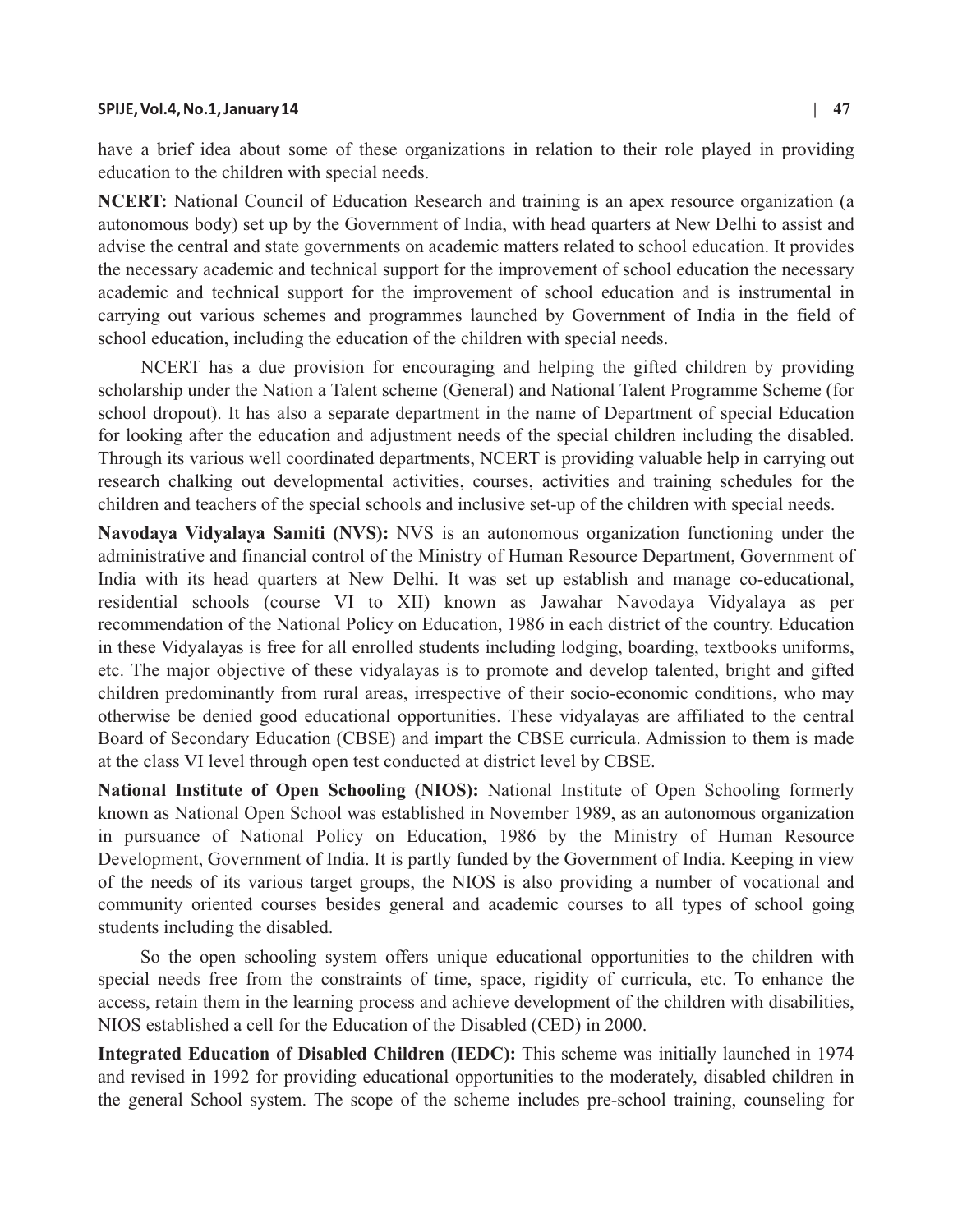have a brief idea about some of these organizations in relation to their role played in providing education to the children with special needs.

**NCERT:** National Council of Education Research and training is an apex resource organization (a autonomous body) set up by the Government of India, with head quarters at New Delhi to assist and advise the central and state governments on academic matters related to school education. It provides the necessary academic and technical support for the improvement of school education the necessary academic and technical support for the improvement of school education and is instrumental in carrying out various schemes and programmes launched by Government of India in the field of school education, including the education of the children with special needs.

NCERT has a due provision for encouraging and helping the gifted children by providing scholarship under the Nation a Talent scheme (General) and National Talent Programme Scheme (for school dropout). It has also a separate department in the name of Department of special Education for looking after the education and adjustment needs of the special children including the disabled. Through its various well coordinated departments, NCERT is providing valuable help in carrying out research chalking out developmental activities, courses, activities and training schedules for the children and teachers of the special schools and inclusive set-up of the children with special needs.

**Navodaya Vidyalaya Samiti (NVS):** NVS is an autonomous organization functioning under the administrative and financial control of the Ministry of Human Resource Department, Government of India with its head quarters at New Delhi. It was set up establish and manage co-educational, residential schools (course VI to XII) known as Jawahar Navodaya Vidyalaya as per recommendation of the National Policy on Education, 1986 in each district of the country. Education in these Vidyalayas is free for all enrolled students including lodging, boarding, textbooks uniforms, etc. The major objective of these vidyalayas is to promote and develop talented, bright and gifted children predominantly from rural areas, irrespective of their socio-economic conditions, who may otherwise be denied good educational opportunities. These vidyalayas are affiliated to the central Board of Secondary Education (CBSE) and impart the CBSE curricula. Admission to them is made at the class VI level through open test conducted at district level by CBSE.

**National Institute of Open Schooling (NIOS):** National Institute of Open Schooling formerly known as National Open School was established in November 1989, as an autonomous organization in pursuance of National Policy on Education, 1986 by the Ministry of Human Resource Development, Government of India. It is partly funded by the Government of India. Keeping in view of the needs of its various target groups, the NIOS is also providing a number of vocational and community oriented courses besides general and academic courses to all types of school going students including the disabled.

So the open schooling system offers unique educational opportunities to the children with special needs free from the constraints of time, space, rigidity of curricula, etc. To enhance the access, retain them in the learning process and achieve development of the children with disabilities, NIOS established a cell for the Education of the Disabled (CED) in 2000.

**Integrated Education of Disabled Children (IEDC):** This scheme was initially launched in 1974 and revised in 1992 for providing educational opportunities to the moderately, disabled children in the general School system. The scope of the scheme includes pre-school training, counseling for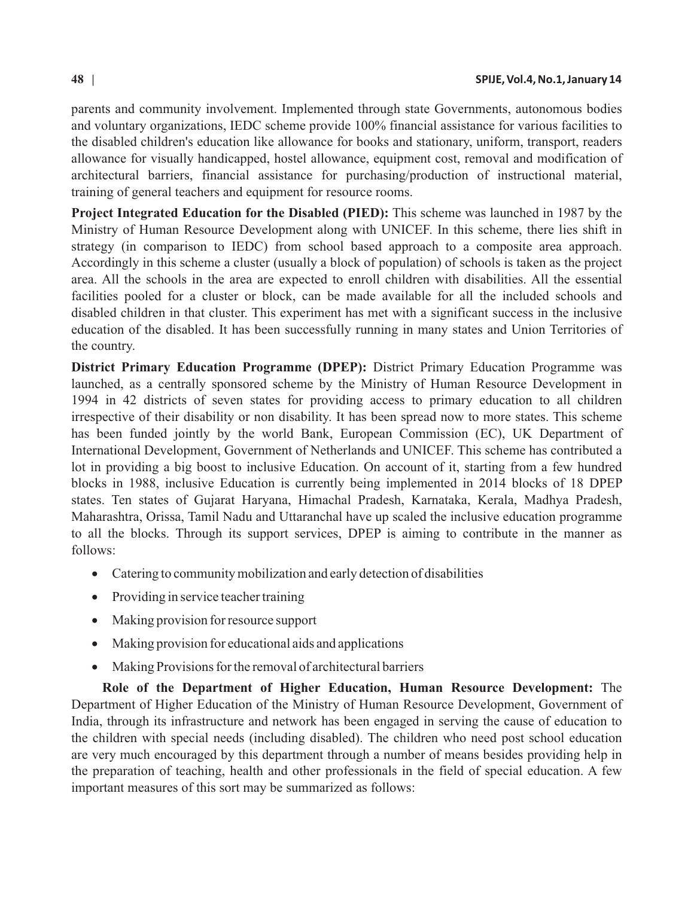parents and community involvement. Implemented through state Governments, autonomous bodies and voluntary organizations, IEDC scheme provide 100% financial assistance for various facilities to the disabled children's education like allowance for books and stationary, uniform, transport, readers allowance for visually handicapped, hostel allowance, equipment cost, removal and modification of architectural barriers, financial assistance for purchasing/production of instructional material, training of general teachers and equipment for resource rooms.

**Project Integrated Education for the Disabled (PIED):** This scheme was launched in 1987 by the Ministry of Human Resource Development along with UNICEF. In this scheme, there lies shift in strategy (in comparison to IEDC) from school based approach to a composite area approach. Accordingly in this scheme a cluster (usually a block of population) of schools is taken as the project area. All the schools in the area are expected to enroll children with disabilities. All the essential facilities pooled for a cluster or block, can be made available for all the included schools and disabled children in that cluster. This experiment has met with a significant success in the inclusive education of the disabled. It has been successfully running in many states and Union Territories of the country.

**District Primary Education Programme (DPEP):** District Primary Education Programme was launched, as a centrally sponsored scheme by the Ministry of Human Resource Development in 1994 in 42 districts of seven states for providing access to primary education to all children irrespective of their disability or non disability. It has been spread now to more states. This scheme has been funded jointly by the world Bank, European Commission (EC), UK Department of International Development, Government of Netherlands and UNICEF. This scheme has contributed a lot in providing a big boost to inclusive Education. On account of it, starting from a few hundred blocks in 1988, inclusive Education is currently being implemented in 2014 blocks of 18 DPEP states. Ten states of Gujarat Haryana, Himachal Pradesh, Karnataka, Kerala, Madhya Pradesh, Maharashtra, Orissa, Tamil Nadu and Uttaranchal have up scaled the inclusive education programme to all the blocks. Through its support services, DPEP is aiming to contribute in the manner as follows:

- Catering to community mobilization and early detection of disabilities
- Providing in service teacher training
- Making provision for resource support
- Making provision for educational aids and applications
- Making Provisions for the removal of architectural barriers

**Role of the Department of Higher Education, Human Resource Development:** The Department of Higher Education of the Ministry of Human Resource Development, Government of India, through its infrastructure and network has been engaged in serving the cause of education to the children with special needs (including disabled). The children who need post school education are very much encouraged by this department through a number of means besides providing help in the preparation of teaching, health and other professionals in the field of special education. A few important measures of this sort may be summarized as follows: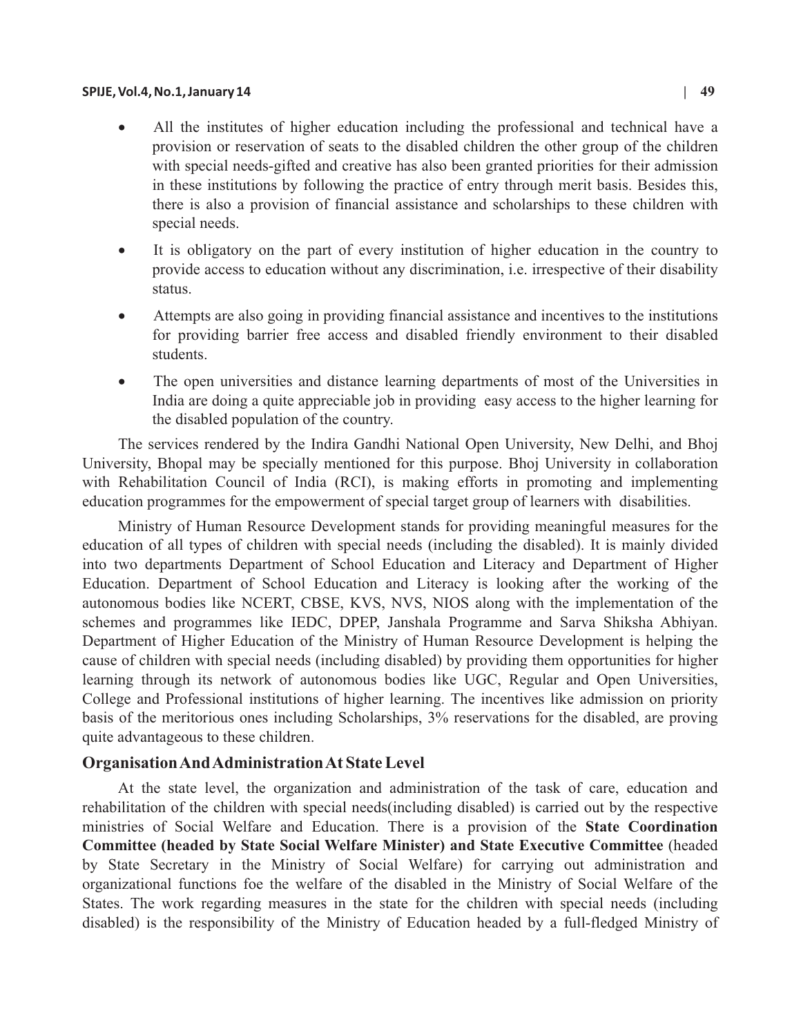- All the institutes of higher education including the professional and technical have a provision or reservation of seats to the disabled children the other group of the children with special needs-gifted and creative has also been granted priorities for their admission in these institutions by following the practice of entry through merit basis. Besides this, there is also a provision of financial assistance and scholarships to these children with special needs.
- It is obligatory on the part of every institution of higher education in the country to provide access to education without any discrimination, i.e. irrespective of their disability status.
- Attempts are also going in providing financial assistance and incentives to the institutions for providing barrier free access and disabled friendly environment to their disabled students.
- The open universities and distance learning departments of most of the Universities in India are doing a quite appreciable job in providing easy access to the higher learning for the disabled population of the country.

The services rendered by the Indira Gandhi National Open University, New Delhi, and Bhoj University, Bhopal may be specially mentioned for this purpose. Bhoj University in collaboration with Rehabilitation Council of India (RCI), is making efforts in promoting and implementing education programmes for the empowerment of special target group of learners with disabilities.

Ministry of Human Resource Development stands for providing meaningful measures for the education of all types of children with special needs (including the disabled). It is mainly divided into two departments Department of School Education and Literacy and Department of Higher Education. Department of School Education and Literacy is looking after the working of the autonomous bodies like NCERT, CBSE, KVS, NVS, NIOS along with the implementation of the schemes and programmes like IEDC, DPEP, Janshala Programme and Sarva Shiksha Abhiyan. Department of Higher Education of the Ministry of Human Resource Development is helping the cause of children with special needs (including disabled) by providing them opportunities for higher learning through its network of autonomous bodies like UGC, Regular and Open Universities, College and Professional institutions of higher learning. The incentives like admission on priority basis of the meritorious ones including Scholarships, 3% reservations for the disabled, are proving quite advantageous to these children.

## Organisation And Administration At State Level

At the state level, the organization and administration of the task of care, education and rehabilitation of the children with special needs(including disabled) is carried out by the respective ministries of Social Welfare and Education. There is a provision of the **State Coordination Committee (headed by State Social Welfare Minister) and State Executive Committee** (headed by State Secretary in the Ministry of Social Welfare) for carrying out administration and organizational functions foe the welfare of the disabled in the Ministry of Social Welfare of the States. The work regarding measures in the state for the children with special needs (including disabled) is the responsibility of the Ministry of Education headed by a full-fledged Ministry of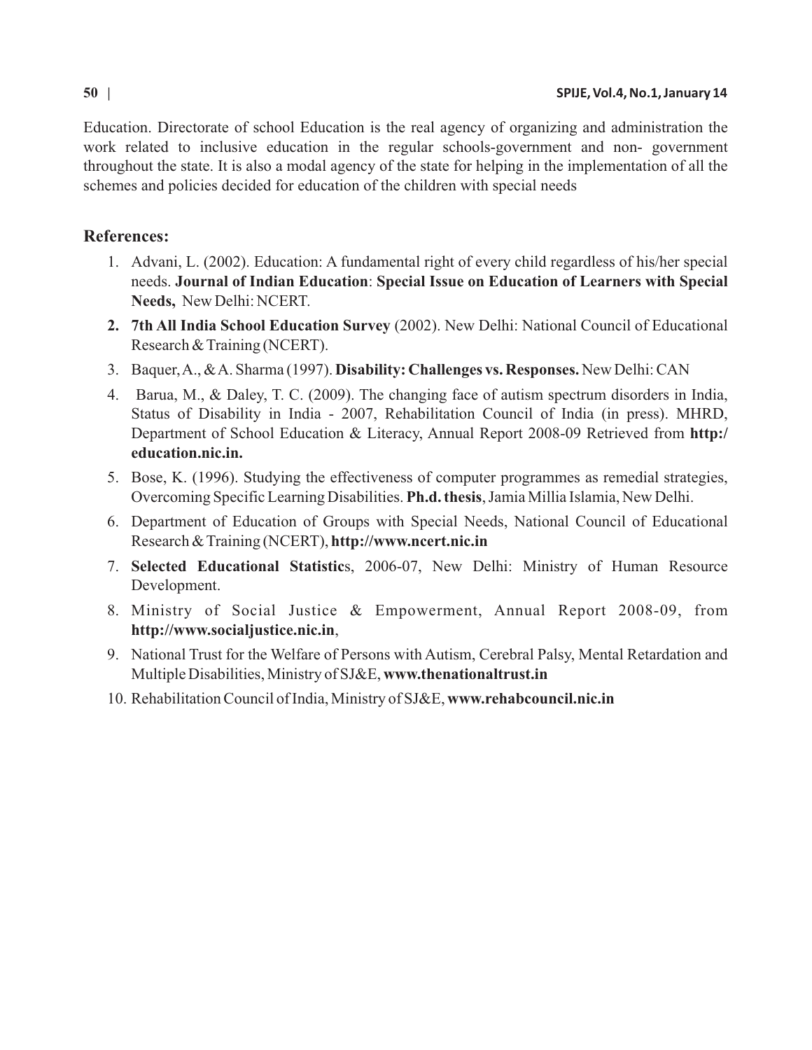Education. Directorate of school Education is the real agency of organizing and administration the work related to inclusive education in the regular schools-government and non- government throughout the state. It is also a modal agency of the state for helping in the implementation of all the schemes and policies decided for education of the children with special needs

## References:

1. Advani, L. (2002). Education: A fundamental right of every child regardless of his/her special needs. **Journal of Indian Education**: **Special Issue on Education of Learners with Special Needs,** New Delhi: NCERT.
2. **7th All India School Education Survey** (2002). New Delhi: National Council of Educational Research & Training (NCERT).
3. Baquer, A., & A. Sharma (1997). **Disability: Challenges vs. Responses.** New Delhi: CAN
4. Barua, M., & Daley, T. C. (2009). The changing face of autism spectrum disorders in India, Status of Disability in India - 2007, Rehabilitation Council of India (in press). MHRD, Department of School Education & Literacy, Annual Report 2008-09 Retrieved from **http:/ education.nic.in.**
5. Bose, K. (1996). Studying the effectiveness of computer programmes as remedial strategies, Overcoming Specific Learning Disabilities. **Ph.d. thesis**, Jamia Millia Islamia, New Delhi.
6. Department of Education of Groups with Special Needs, National Council of Educational Research & Training (NCERT), **http://www.ncert.nic.in**
7. **Selected Educational Statistic**s, 2006-07, New Delhi: Ministry of Human Resource Development.
8. Ministry of Social Justice & Empowerment, Annual Report 2008-09, from **http://www.socialjustice.nic.in**,
9. National Trust for the Welfare of Persons with Autism, Cerebral Palsy, Mental Retardation and Multiple Disabilities, Ministry of SJ&E, **www.thenationaltrust.in**
10. Rehabilitation Council of India, Ministry of SJ&E, **www.rehabcouncil.nic.in**